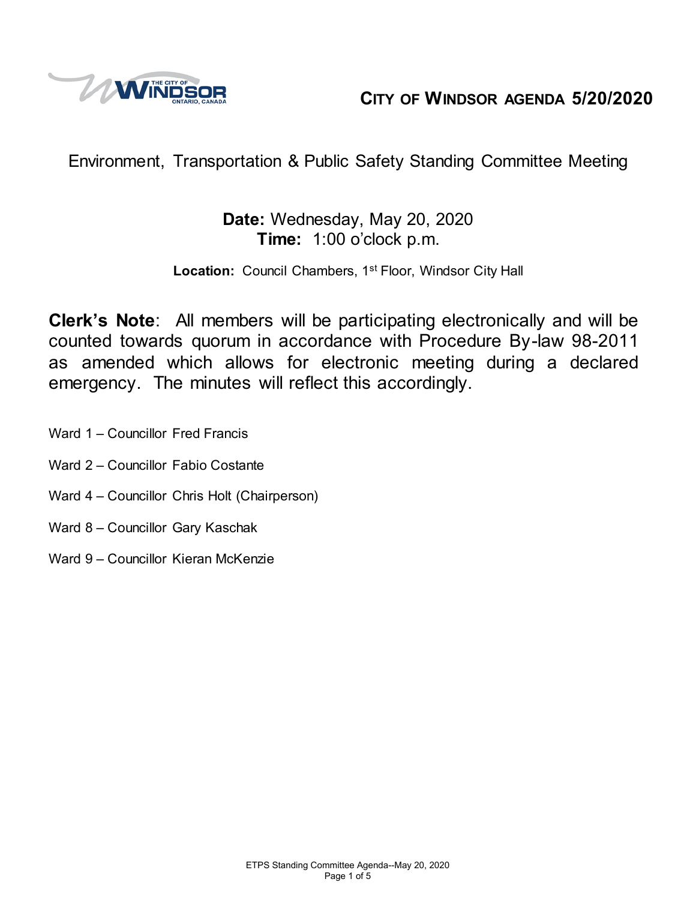# CITY OF WINDSOR AGENDA 5/20/2020

## Environment, Transportation & Public Safety Standing Committee Meeting

**Date:** Wednesday, May 20, 2020
**Time:** 1:00 o'clock p.m.

**Location:** Council Chambers, 1st Floor, Windsor City Hall

**Clerk's Note**: All members will be participating electronically and will be counted towards quorum in accordance with Procedure By-law 98-2011 as amended which allows for electronic meeting during a declared emergency. The minutes will reflect this accordingly.

Ward 1 – Councillor Fred Francis

Ward 2 – Councillor Fabio Costante

Ward 4 – Councillor Chris Holt (Chairperson)

Ward 8 – Councillor Gary Kaschak

Ward 9 – Councillor Kieran McKenzie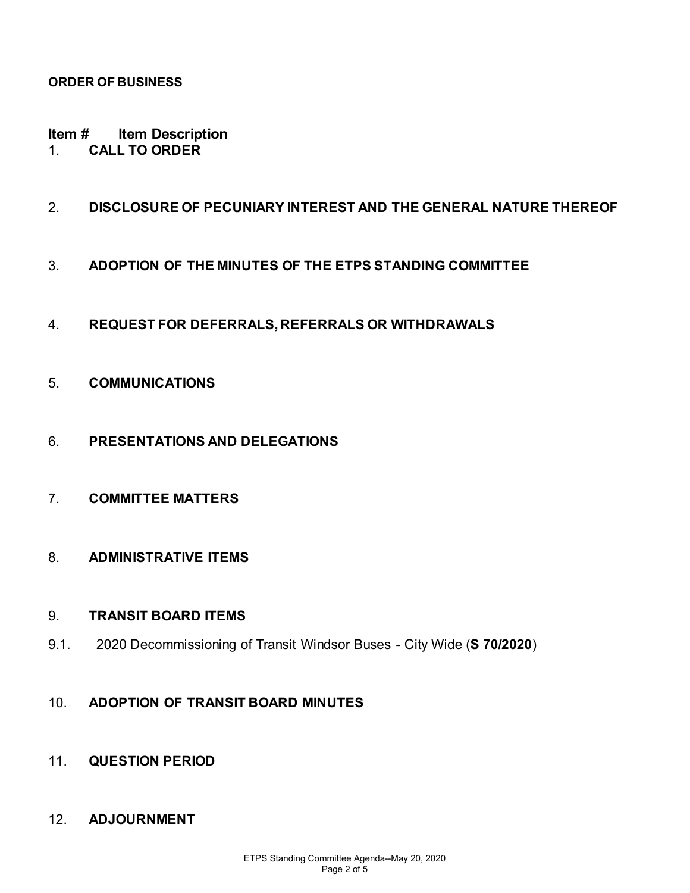**ORDER OF BUSINESS**

**Item # Item Description**

1. **CALL TO ORDER**

2. **DISCLOSURE OF PECUNIARY INTEREST AND THE GENERAL NATURE THEREOF**

3. **ADOPTION OF THE MINUTES OF THE ETPS STANDING COMMITTEE**

4. **REQUEST FOR DEFERRALS, REFERRALS OR WITHDRAWALS**

5. **COMMUNICATIONS**

6. **PRESENTATIONS AND DELEGATIONS**

7. **COMMITTEE MATTERS**

8. **ADMINISTRATIVE ITEMS**

9. **TRANSIT BOARD ITEMS**

9.1. 2020 Decommissioning of Transit Windsor Buses - City Wide (**S 70/2020**)

10. **ADOPTION OF TRANSIT BOARD MINUTES**

11. **QUESTION PERIOD**

12. **ADJOURNMENT**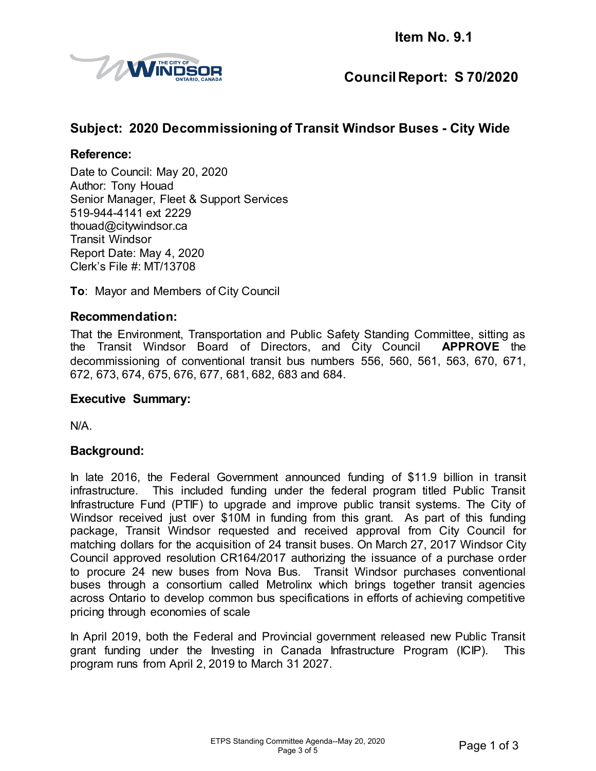Item No. 9.1

# Council Report: S 70/2020

## Subject: 2020 Decommissioning of Transit Windsor Buses - City Wide

### Reference:

Date to Council: May 20, 2020
Author: Tony Houad
Senior Manager, Fleet & Support Services
519-944-4141 ext 2229
thouad@citywindsor.ca
Transit Windsor
Report Date: May 4, 2020
Clerk's File #: MT/13708

**To**: Mayor and Members of City Council

### Recommendation:

That the Environment, Transportation and Public Safety Standing Committee, sitting as the Transit Windsor Board of Directors, and City Council **APPROVE** the decommissioning of conventional transit bus numbers 556, 560, 561, 563, 670, 671, 672, 673, 674, 675, 676, 677, 681, 682, 683 and 684.

### Executive Summary:

N/A.

### Background:

In late 2016, the Federal Government announced funding of $11.9 billion in transit infrastructure. This included funding under the federal program titled Public Transit Infrastructure Fund (PTIF) to upgrade and improve public transit systems. The City of Windsor received just over $10M in funding from this grant. As part of this funding package, Transit Windsor requested and received approval from City Council for matching dollars for the acquisition of 24 transit buses. On March 27, 2017 Windsor City Council approved resolution CR164/2017 authorizing the issuance of a purchase order to procure 24 new buses from Nova Bus. Transit Windsor purchases conventional buses through a consortium called Metrolinx which brings together transit agencies across Ontario to develop common bus specifications in efforts of achieving competitive pricing through economies of scale

In April 2019, both the Federal and Provincial government released new Public Transit grant funding under the Investing in Canada Infrastructure Program (ICIP). This program runs from April 2, 2019 to March 31 2027.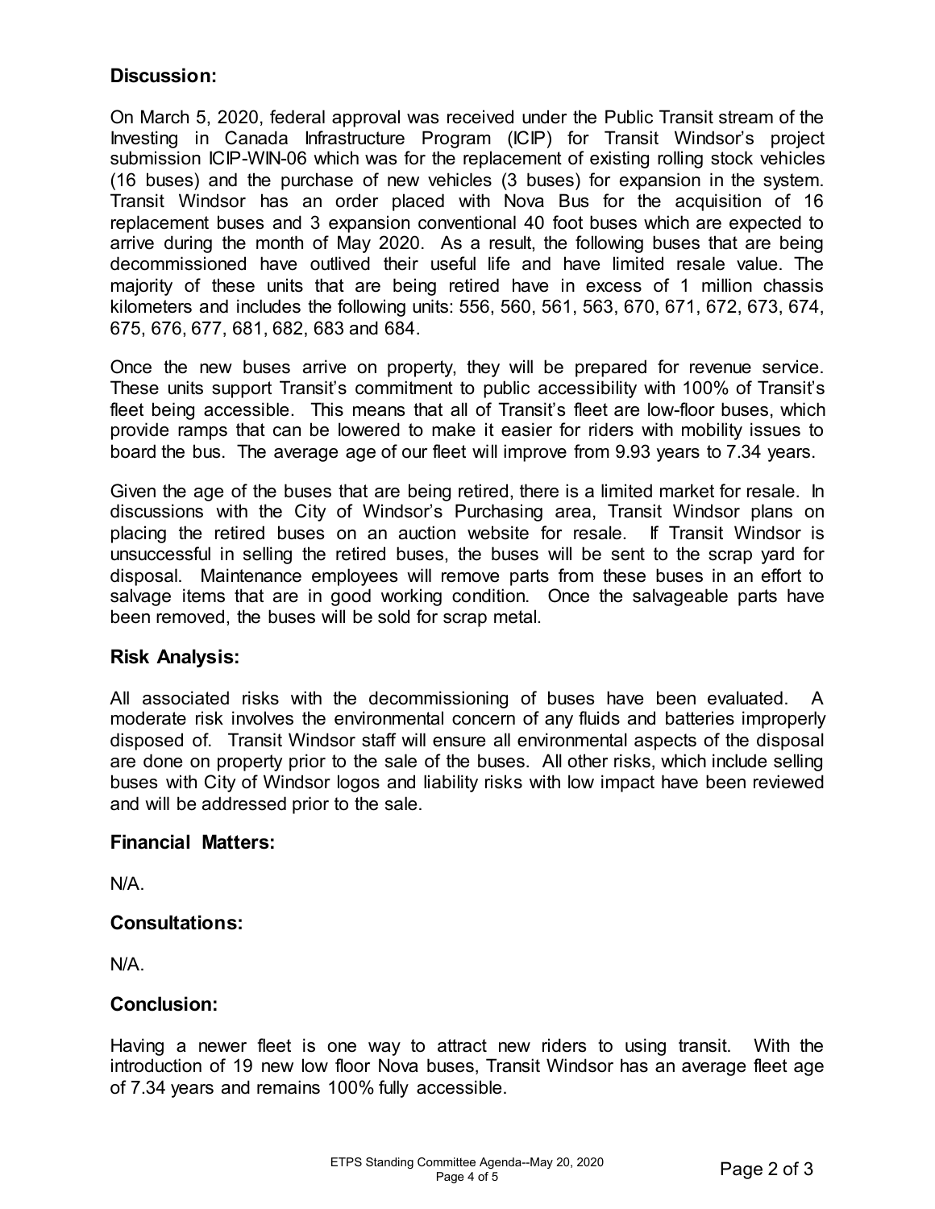## Discussion:

On March 5, 2020, federal approval was received under the Public Transit stream of the Investing in Canada Infrastructure Program (ICIP) for Transit Windsor's project submission ICIP-WIN-06 which was for the replacement of existing rolling stock vehicles (16 buses) and the purchase of new vehicles (3 buses) for expansion in the system. Transit Windsor has an order placed with Nova Bus for the acquisition of 16 replacement buses and 3 expansion conventional 40 foot buses which are expected to arrive during the month of May 2020. As a result, the following buses that are being decommissioned have outlived their useful life and have limited resale value. The majority of these units that are being retired have in excess of 1 million chassis kilometers and includes the following units: 556, 560, 561, 563, 670, 671, 672, 673, 674, 675, 676, 677, 681, 682, 683 and 684.

Once the new buses arrive on property, they will be prepared for revenue service. These units support Transit's commitment to public accessibility with 100% of Transit's fleet being accessible. This means that all of Transit's fleet are low-floor buses, which provide ramps that can be lowered to make it easier for riders with mobility issues to board the bus. The average age of our fleet will improve from 9.93 years to 7.34 years.

Given the age of the buses that are being retired, there is a limited market for resale. In discussions with the City of Windsor's Purchasing area, Transit Windsor plans on placing the retired buses on an auction website for resale. If Transit Windsor is unsuccessful in selling the retired buses, the buses will be sent to the scrap yard for disposal. Maintenance employees will remove parts from these buses in an effort to salvage items that are in good working condition. Once the salvageable parts have been removed, the buses will be sold for scrap metal.

## Risk Analysis:

All associated risks with the decommissioning of buses have been evaluated. A moderate risk involves the environmental concern of any fluids and batteries improperly disposed of. Transit Windsor staff will ensure all environmental aspects of the disposal are done on property prior to the sale of the buses. All other risks, which include selling buses with City of Windsor logos and liability risks with low impact have been reviewed and will be addressed prior to the sale.

## Financial Matters:

N/A.

## Consultations:

N/A.

## Conclusion:

Having a newer fleet is one way to attract new riders to using transit. With the introduction of 19 new low floor Nova buses, Transit Windsor has an average fleet age of 7.34 years and remains 100% fully accessible.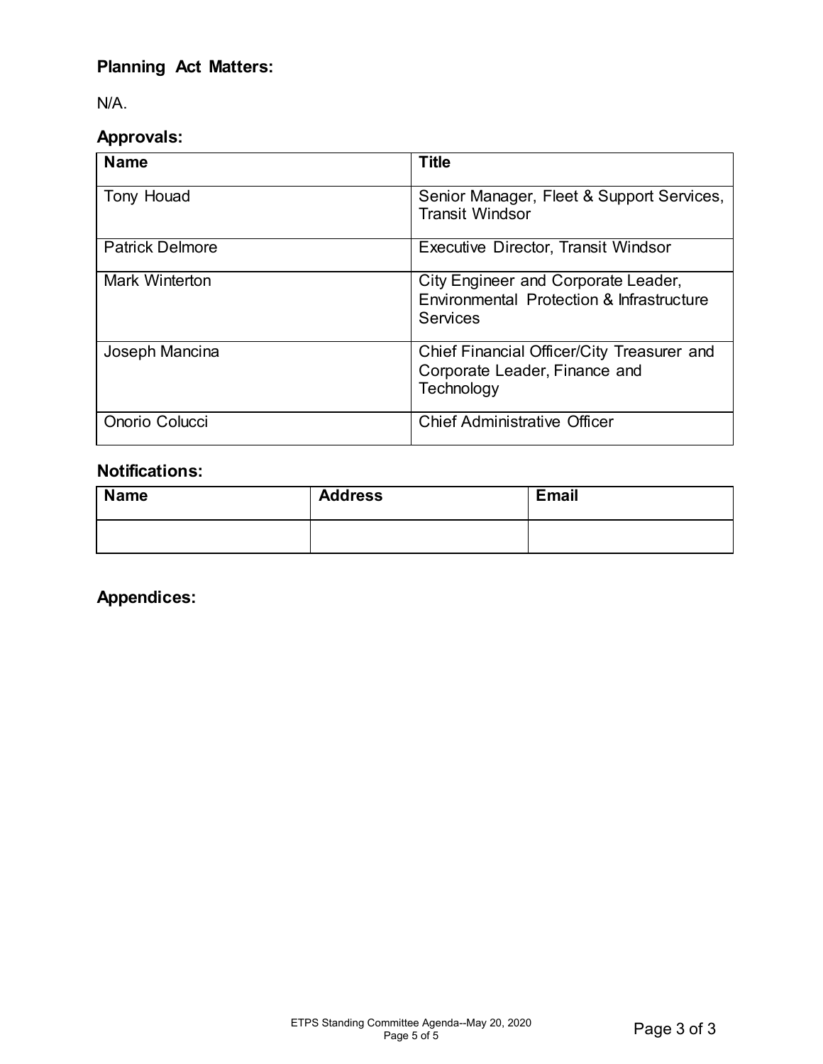## Planning Act Matters:

N/A.

## Approvals:

| Name | Title |
|---|---|
| Tony Houad | Senior Manager, Fleet & Support Services, Transit Windsor |
| Patrick Delmore | Executive Director, Transit Windsor |
| Mark Winterton | City Engineer and Corporate Leader, Environmental Protection & Infrastructure Services |
| Joseph Mancina | Chief Financial Officer/City Treasurer and Corporate Leader, Finance and Technology |
| Onorio Colucci | Chief Administrative Officer |

## Notifications:

| Name | Address | Email |
|---|---|---|
| | | |

## Appendices: